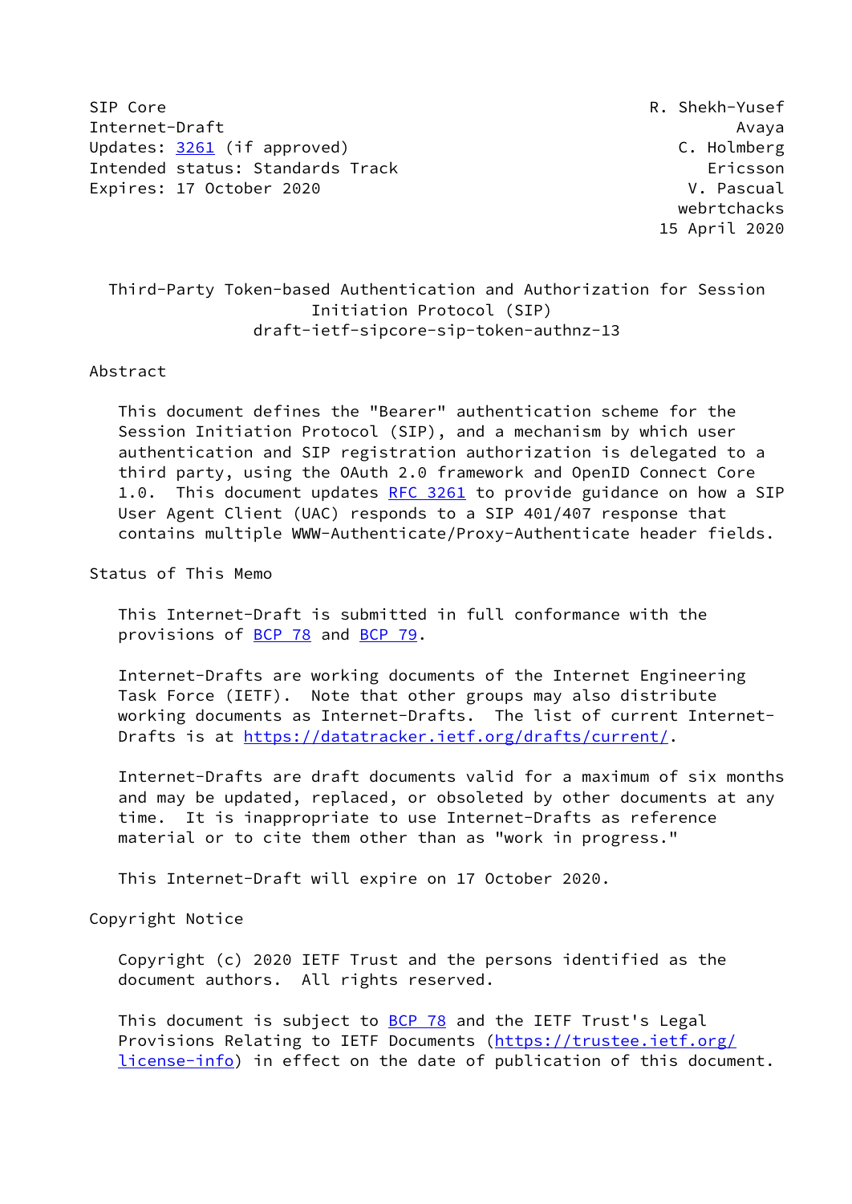SIP Core R. Shekh-Yusef
Internet-Draft Avaya
Updates: 3261 (if approved) C. Holmberg
Intended status: Standards Track Ericsson
Expires: 17 October 2020 V. Pascual
webrtchacks
15 April 2020

# Third-Party Token-based Authentication and Authorization for Session Initiation Protocol (SIP)

draft-ietf-sipcore-sip-token-authnz-13

## Abstract

This document defines the "Bearer" authentication scheme for the Session Initiation Protocol (SIP), and a mechanism by which user authentication and SIP registration authorization is delegated to a third party, using the OAuth 2.0 framework and OpenID Connect Core 1.0. This document updates RFC 3261 to provide guidance on how a SIP User Agent Client (UAC) responds to a SIP 401/407 response that contains multiple WWW-Authenticate/Proxy-Authenticate header fields.

## Status of This Memo

This Internet-Draft is submitted in full conformance with the provisions of BCP 78 and BCP 79.

Internet-Drafts are working documents of the Internet Engineering Task Force (IETF). Note that other groups may also distribute working documents as Internet-Drafts. The list of current Internet-Drafts is at https://datatracker.ietf.org/drafts/current/.

Internet-Drafts are draft documents valid for a maximum of six months and may be updated, replaced, or obsoleted by other documents at any time. It is inappropriate to use Internet-Drafts as reference material or to cite them other than as "work in progress."

This Internet-Draft will expire on 17 October 2020.

## Copyright Notice

Copyright (c) 2020 IETF Trust and the persons identified as the document authors. All rights reserved.

This document is subject to BCP 78 and the IETF Trust's Legal Provisions Relating to IETF Documents (https://trustee.ietf.org/license-info) in effect on the date of publication of this document.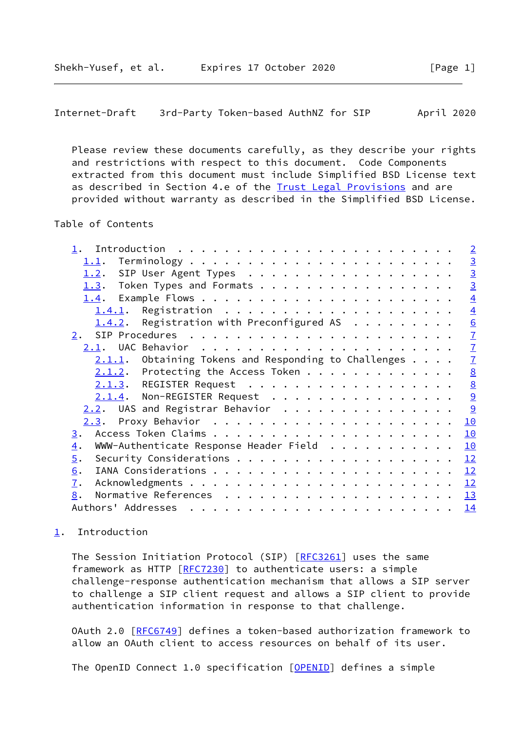Please review these documents carefully, as they describe your rights and restrictions with respect to this document. Code Components extracted from this document must include Simplified BSD License text as described in Section 4.e of the Trust Legal Provisions and are provided without warranty as described in the Simplified BSD License.

## Table of Contents

```
   1.  Introduction  . . . . . . . . . . . . . . . . . . . . . . . .   2
     1.1.  Terminology . . . . . . . . . . . . . . . . . . . . . . .   3
     1.2.  SIP User Agent Types  . . . . . . . . . . . . . . . . . .   3
     1.3.  Token Types and Formats . . . . . . . . . . . . . . . . .   3
     1.4.  Example Flows . . . . . . . . . . . . . . . . . . . . . .   4
       1.4.1.  Registration  . . . . . . . . . . . . . . . . . . . .   4
       1.4.2.  Registration with Preconfigured AS  . . . . . . . . .   6
   2.  SIP Procedures  . . . . . . . . . . . . . . . . . . . . . . .   7
     2.1.  UAC Behavior  . . . . . . . . . . . . . . . . . . . . . .   7
       2.1.1.  Obtaining Tokens and Responding to Challenges . . . .   7
       2.1.2.  Protecting the Access Token . . . . . . . . . . . . .   8
       2.1.3.  REGISTER Request  . . . . . . . . . . . . . . . . . .   8
       2.1.4.  Non-REGISTER Request  . . . . . . . . . . . . . . . .   9
     2.2.  UAS and Registrar Behavior  . . . . . . . . . . . . . . .   9
     2.3.  Proxy Behavior  . . . . . . . . . . . . . . . . . . . . .  10
   3.  Access Token Claims . . . . . . . . . . . . . . . . . . . . .  10
   4.  WWW-Authenticate Response Header Field  . . . . . . . . . . .  10
   5.  Security Considerations . . . . . . . . . . . . . . . . . . .  12
   6.  IANA Considerations . . . . . . . . . . . . . . . . . . . . .  12
   7.  Acknowledgments . . . . . . . . . . . . . . . . . . . . . . .  12
   8.  Normative References  . . . . . . . . . . . . . . . . . . . .  13
   Authors' Addresses  . . . . . . . . . . . . . . . . . . . . . . .  14
```

## 1. Introduction

The Session Initiation Protocol (SIP) [RFC3261] uses the same framework as HTTP [RFC7230] to authenticate users: a simple challenge-response authentication mechanism that allows a SIP server to challenge a SIP client request and allows a SIP client to provide authentication information in response to that challenge.

OAuth 2.0 [RFC6749] defines a token-based authorization framework to allow an OAuth client to access resources on behalf of its user.

The OpenID Connect 1.0 specification [OPENID] defines a simple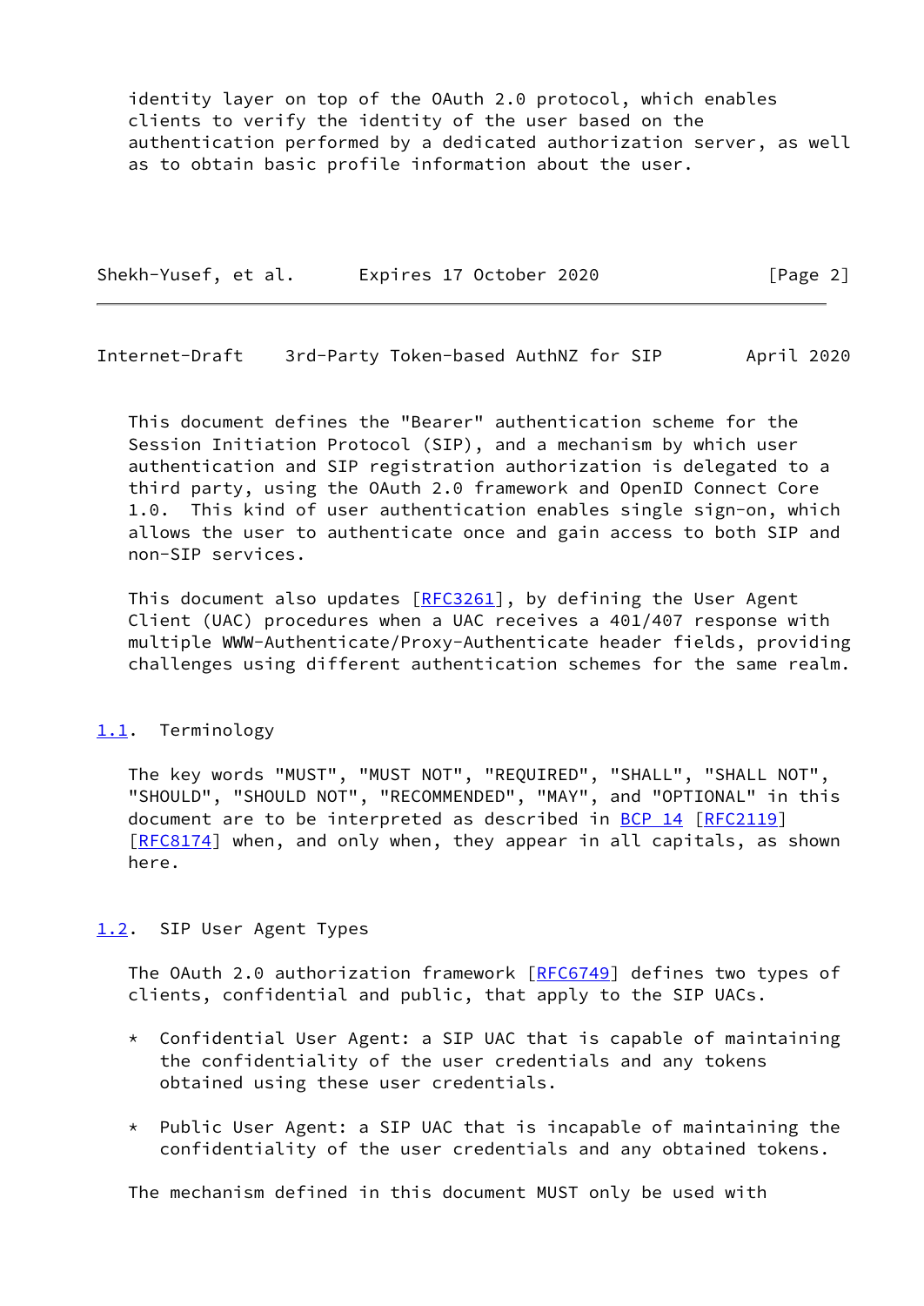identity layer on top of the OAuth 2.0 protocol, which enables clients to verify the identity of the user based on the authentication performed by a dedicated authorization server, as well as to obtain basic profile information about the user.

This document defines the "Bearer" authentication scheme for the Session Initiation Protocol (SIP), and a mechanism by which user authentication and SIP registration authorization is delegated to a third party, using the OAuth 2.0 framework and OpenID Connect Core 1.0. This kind of user authentication enables single sign-on, which allows the user to authenticate once and gain access to both SIP and non-SIP services.

This document also updates [RFC3261], by defining the User Agent Client (UAC) procedures when a UAC receives a 401/407 response with multiple WWW-Authenticate/Proxy-Authenticate header fields, providing challenges using different authentication schemes for the same realm.

## 1.1. Terminology

The key words "MUST", "MUST NOT", "REQUIRED", "SHALL", "SHALL NOT", "SHOULD", "SHOULD NOT", "RECOMMENDED", "MAY", and "OPTIONAL" in this document are to be interpreted as described in BCP 14 [RFC2119] [RFC8174] when, and only when, they appear in all capitals, as shown here.

## 1.2. SIP User Agent Types

The OAuth 2.0 authorization framework [RFC6749] defines two types of clients, confidential and public, that apply to the SIP UACs.

* Confidential User Agent: a SIP UAC that is capable of maintaining the confidentiality of the user credentials and any tokens obtained using these user credentials.

* Public User Agent: a SIP UAC that is incapable of maintaining the confidentiality of the user credentials and any obtained tokens.

The mechanism defined in this document MUST only be used with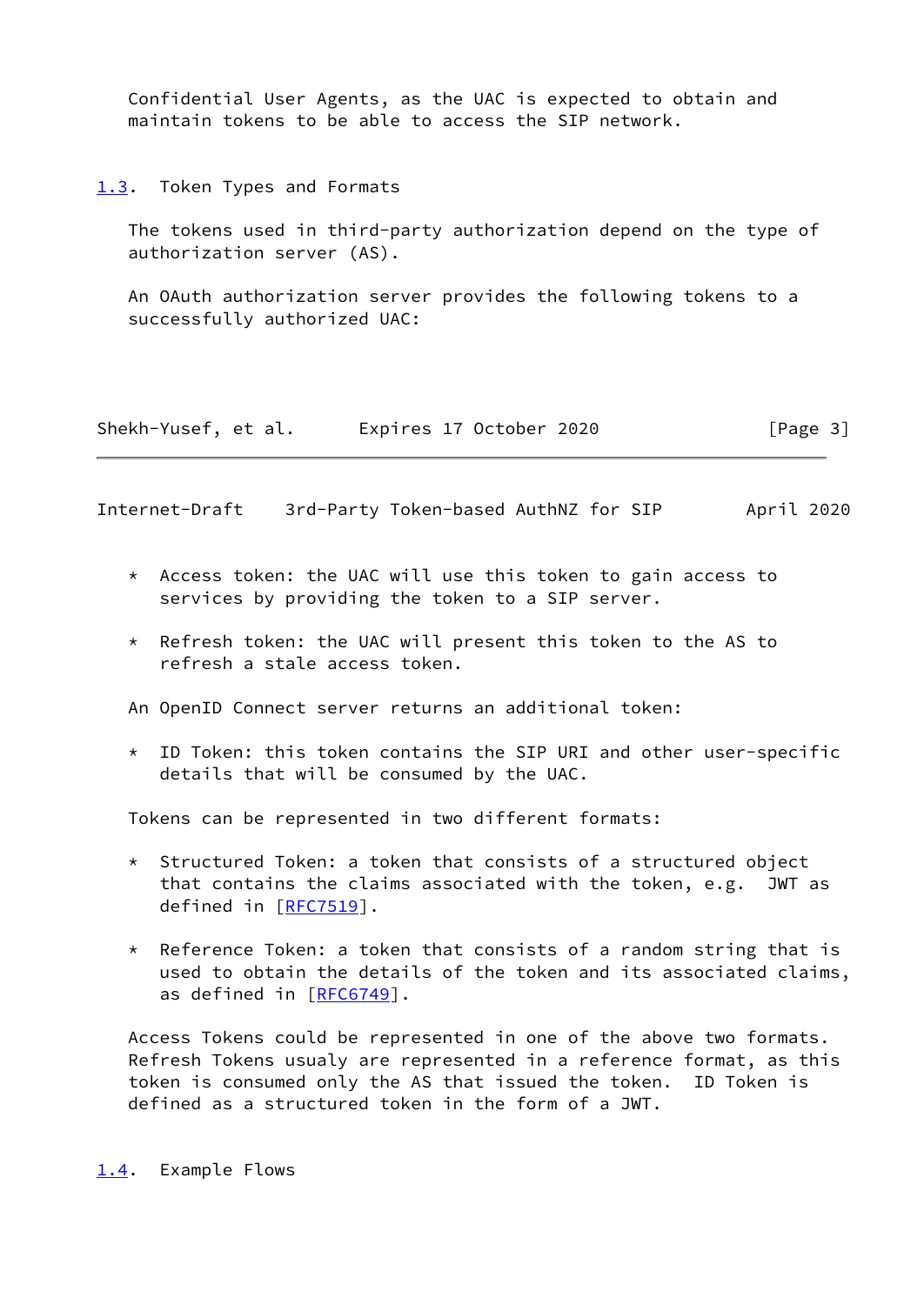Confidential User Agents, as the UAC is expected to obtain and maintain tokens to be able to access the SIP network.

### 1.3. Token Types and Formats

The tokens used in third-party authorization depend on the type of authorization server (AS).

An OAuth authorization server provides the following tokens to a successfully authorized UAC:

* Access token: the UAC will use this token to gain access to services by providing the token to a SIP server.

* Refresh token: the UAC will present this token to the AS to refresh a stale access token.

An OpenID Connect server returns an additional token:

* ID Token: this token contains the SIP URI and other user-specific details that will be consumed by the UAC.

Tokens can be represented in two different formats:

* Structured Token: a token that consists of a structured object that contains the claims associated with the token, e.g. JWT as defined in [RFC7519].

* Reference Token: a token that consists of a random string that is used to obtain the details of the token and its associated claims, as defined in [RFC6749].

Access Tokens could be represented in one of the above two formats. Refresh Tokens usualy are represented in a reference format, as this token is consumed only the AS that issued the token. ID Token is defined as a structured token in the form of a JWT.

### 1.4. Example Flows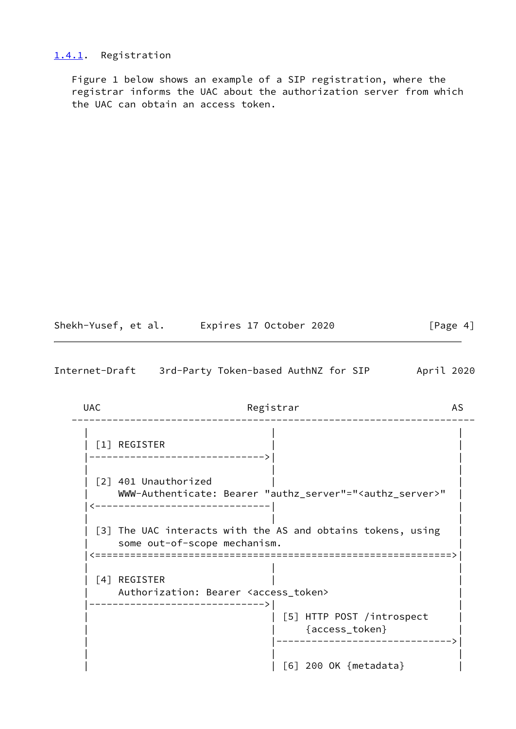### 1.4.1. Registration

Figure 1 below shows an example of a SIP registration, where the registrar informs the UAC about the authorization server from which the UAC can obtain an access token.

```
  UAC                         Registrar                          AS
---------------------------------------------------------------------
   |                               |                               |
   | [1] REGISTER                  |                               |
   |------------------------------>|                               |
   |                               |                               |
   | [2] 401 Unauthorized          |                               |
   |     WWW-Authenticate: Bearer "authz_server"="<authz_server>"  |
   |<------------------------------|                               |
   |                               |                               |
   | [3] The UAC interacts with the AS and obtains tokens, using   |
   |     some out-of-scope mechanism.                              |
   |<=============================================================>|
   |                               |                               |
   | [4] REGISTER                  |                               |
   |     Authorization: Bearer <access_token>                      |
   |------------------------------>|                               |
   |                               | [5] HTTP POST /introspect     |
   |                               |     {access_token}            |
   |                               |------------------------------>|
   |                               |                               |
   |                               | [6] 200 OK {metadata}         |
```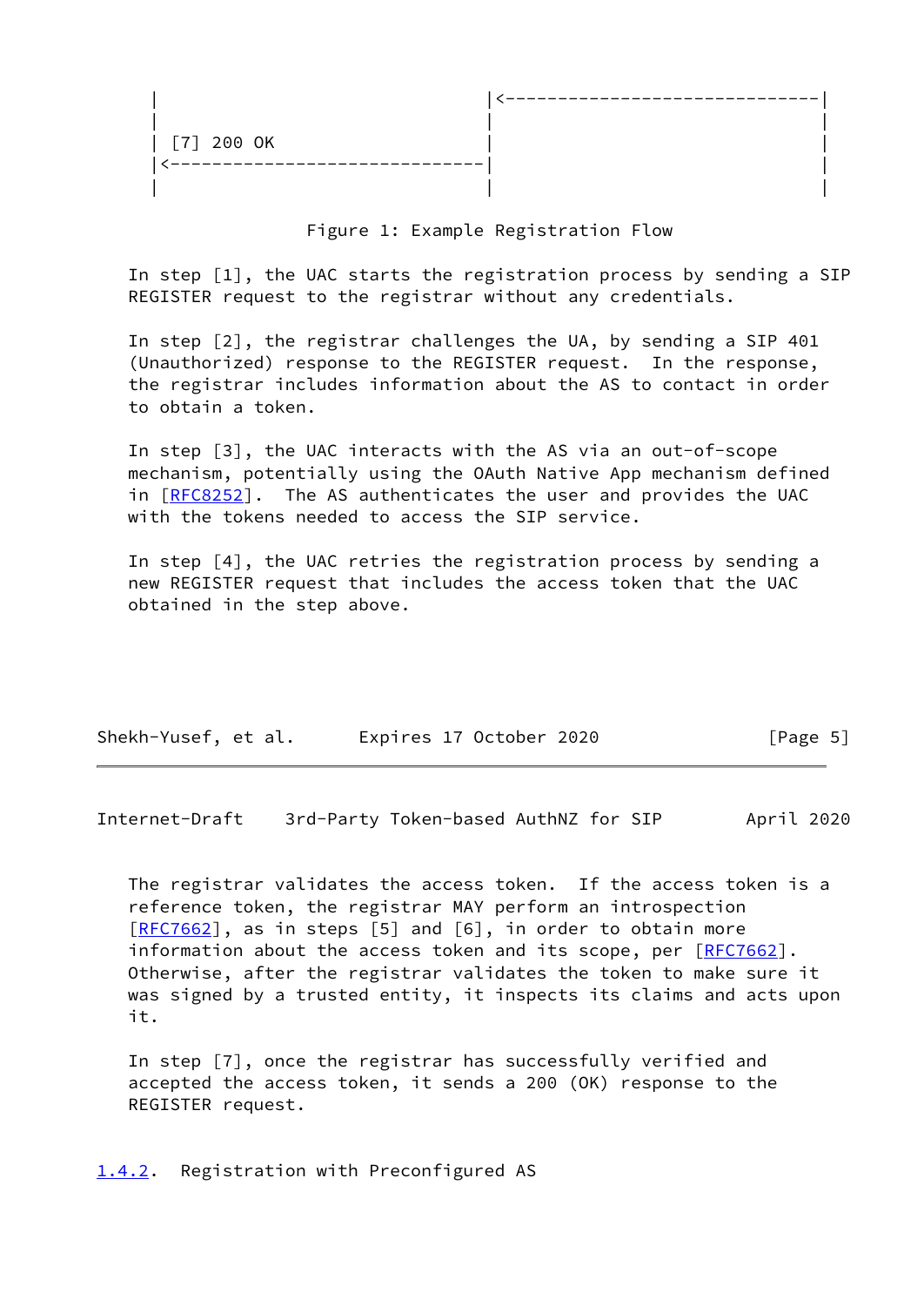```
 |                                 |<------------------------------|
 |                                 |                               |
 | [7] 200 OK                      |                               |
 |<--------------------------------|                               |
 |                                 |                               |
```

Figure 1: Example Registration Flow

In step [1], the UAC starts the registration process by sending a SIP REGISTER request to the registrar without any credentials.

In step [2], the registrar challenges the UA, by sending a SIP 401 (Unauthorized) response to the REGISTER request. In the response, the registrar includes information about the AS to contact in order to obtain a token.

In step [3], the UAC interacts with the AS via an out-of-scope mechanism, potentially using the OAuth Native App mechanism defined in [RFC8252]. The AS authenticates the user and provides the UAC with the tokens needed to access the SIP service.

In step [4], the UAC retries the registration process by sending a new REGISTER request that includes the access token that the UAC obtained in the step above.

The registrar validates the access token. If the access token is a reference token, the registrar MAY perform an introspection [RFC7662], as in steps [5] and [6], in order to obtain more information about the access token and its scope, per [RFC7662]. Otherwise, after the registrar validates the token to make sure it was signed by a trusted entity, it inspects its claims and acts upon it.

In step [7], once the registrar has successfully verified and accepted the access token, it sends a 200 (OK) response to the REGISTER request.

### 1.4.2. Registration with Preconfigured AS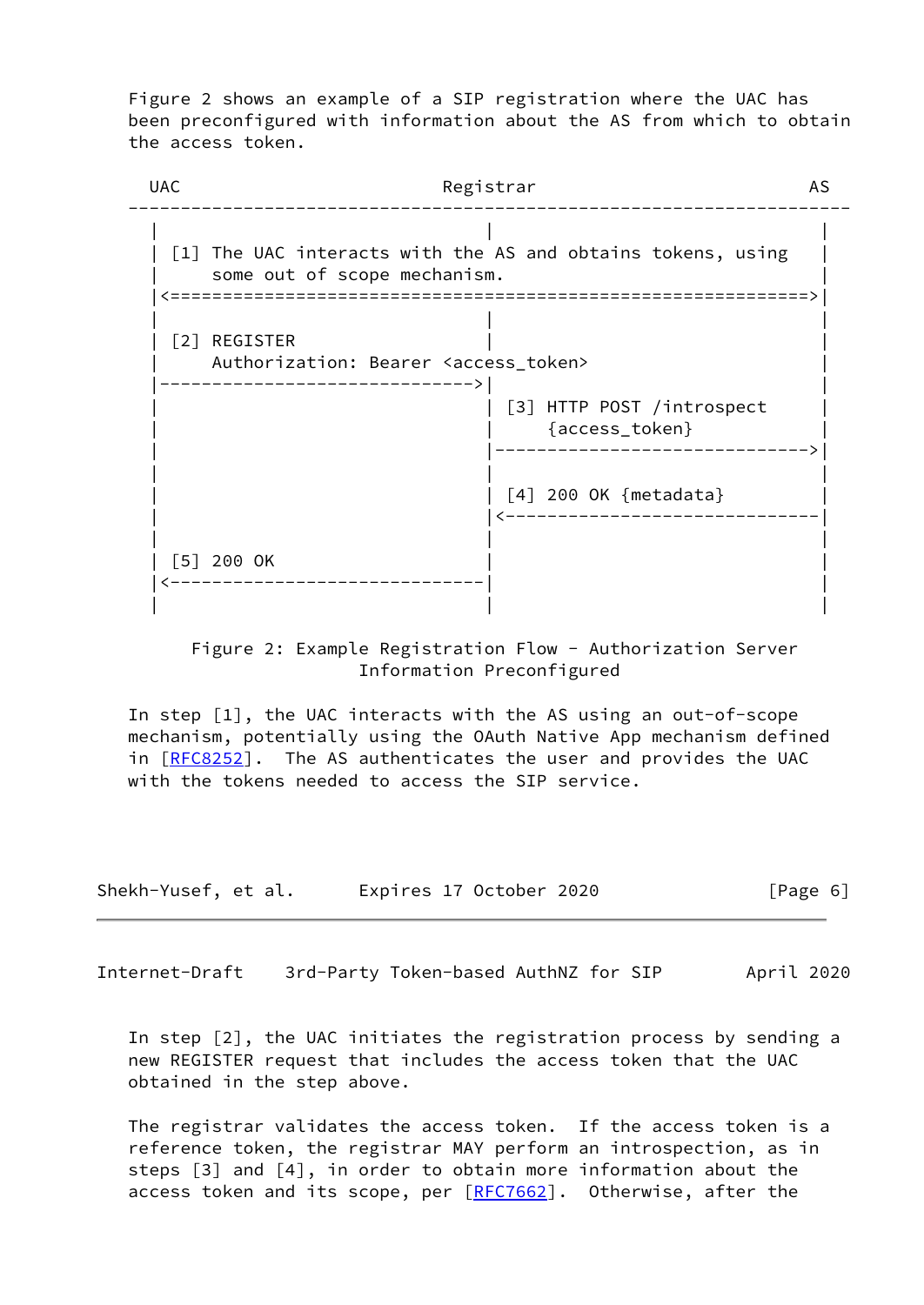Figure 2 shows an example of a SIP registration where the UAC has been preconfigured with information about the AS from which to obtain the access token.

```
  UAC                         Registrar                       AS
---------------------------------------------------------------------
  |                               |                               |
  | [1] The UAC interacts with the AS and obtains tokens, using   |
  |     some out of scope mechanism.                              |
  |<=============================================================>|
  |                               |                               |
  | [2] REGISTER                  |                               |
  |     Authorization: Bearer <access_token>                      |
  |------------------------------>|                               |
  |                               | [3] HTTP POST /introspect     |
  |                               |     {access_token}            |
  |                               |------------------------------>|
  |                               |                               |
  |                               | [4] 200 OK {metadata}         |
  |                               |<------------------------------|
  |                               |                               |
  | [5] 200 OK                    |                               |
  |<------------------------------|                               |
  |                               |                               |
```

Figure 2: Example Registration Flow - Authorization Server Information Preconfigured

In step [1], the UAC interacts with the AS using an out-of-scope mechanism, potentially using the OAuth Native App mechanism defined in [RFC8252]. The AS authenticates the user and provides the UAC with the tokens needed to access the SIP service.

In step [2], the UAC initiates the registration process by sending a new REGISTER request that includes the access token that the UAC obtained in the step above.

The registrar validates the access token. If the access token is a reference token, the registrar MAY perform an introspection, as in steps [3] and [4], in order to obtain more information about the access token and its scope, per [RFC7662]. Otherwise, after the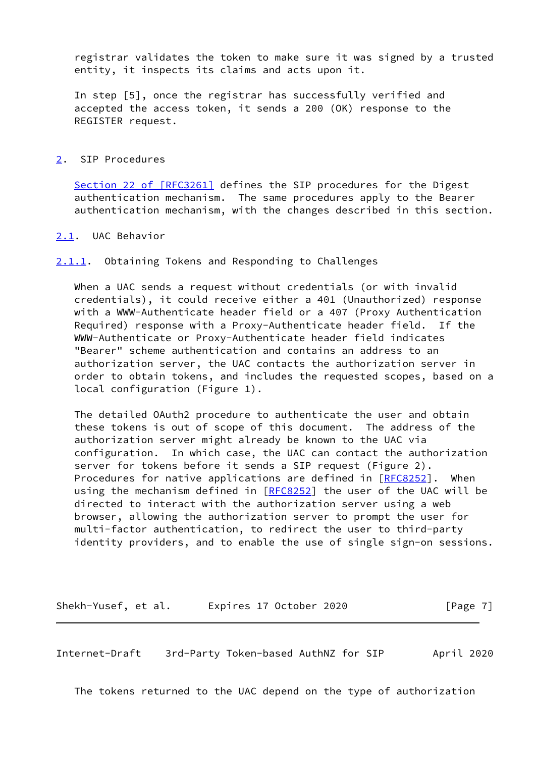registrar validates the token to make sure it was signed by a trusted entity, it inspects its claims and acts upon it.

In step [5], once the registrar has successfully verified and accepted the access token, it sends a 200 (OK) response to the REGISTER request.

## 2. SIP Procedures

Section 22 of [RFC3261] defines the SIP procedures for the Digest authentication mechanism. The same procedures apply to the Bearer authentication mechanism, with the changes described in this section.

### 2.1. UAC Behavior

#### 2.1.1. Obtaining Tokens and Responding to Challenges

When a UAC sends a request without credentials (or with invalid credentials), it could receive either a 401 (Unauthorized) response with a WWW-Authenticate header field or a 407 (Proxy Authentication Required) response with a Proxy-Authenticate header field. If the WWW-Authenticate or Proxy-Authenticate header field indicates "Bearer" scheme authentication and contains an address to an authorization server, the UAC contacts the authorization server in order to obtain tokens, and includes the requested scopes, based on a local configuration (Figure 1).

The detailed OAuth2 procedure to authenticate the user and obtain these tokens is out of scope of this document. The address of the authorization server might already be known to the UAC via configuration. In which case, the UAC can contact the authorization server for tokens before it sends a SIP request (Figure 2). Procedures for native applications are defined in [RFC8252]. When using the mechanism defined in [RFC8252] the user of the UAC will be directed to interact with the authorization server using a web browser, allowing the authorization server to prompt the user for multi-factor authentication, to redirect the user to third-party identity providers, and to enable the use of single sign-on sessions.

The tokens returned to the UAC depend on the type of authorization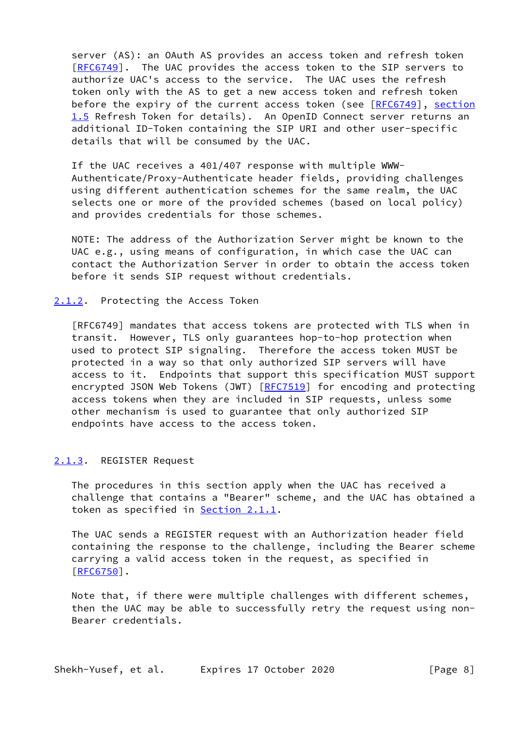server (AS): an OAuth AS provides an access token and refresh token [RFC6749]. The UAC provides the access token to the SIP servers to authorize UAC's access to the service. The UAC uses the refresh token only with the AS to get a new access token and refresh token before the expiry of the current access token (see [RFC6749], section 1.5 Refresh Token for details). An OpenID Connect server returns an additional ID-Token containing the SIP URI and other user-specific details that will be consumed by the UAC.

If the UAC receives a 401/407 response with multiple WWW-Authenticate/Proxy-Authenticate header fields, providing challenges using different authentication schemes for the same realm, the UAC selects one or more of the provided schemes (based on local policy) and provides credentials for those schemes.

NOTE: The address of the Authorization Server might be known to the UAC e.g., using means of configuration, in which case the UAC can contact the Authorization Server in order to obtain the access token before it sends SIP request without credentials.

### 2.1.2. Protecting the Access Token

[RFC6749] mandates that access tokens are protected with TLS when in transit. However, TLS only guarantees hop-to-hop protection when used to protect SIP signaling. Therefore the access token MUST be protected in a way so that only authorized SIP servers will have access to it. Endpoints that support this specification MUST support encrypted JSON Web Tokens (JWT) [RFC7519] for encoding and protecting access tokens when they are included in SIP requests, unless some other mechanism is used to guarantee that only authorized SIP endpoints have access to the access token.

### 2.1.3. REGISTER Request

The procedures in this section apply when the UAC has received a challenge that contains a "Bearer" scheme, and the UAC has obtained a token as specified in Section 2.1.1.

The UAC sends a REGISTER request with an Authorization header field containing the response to the challenge, including the Bearer scheme carrying a valid access token in the request, as specified in [RFC6750].

Note that, if there were multiple challenges with different schemes, then the UAC may be able to successfully retry the request using non-Bearer credentials.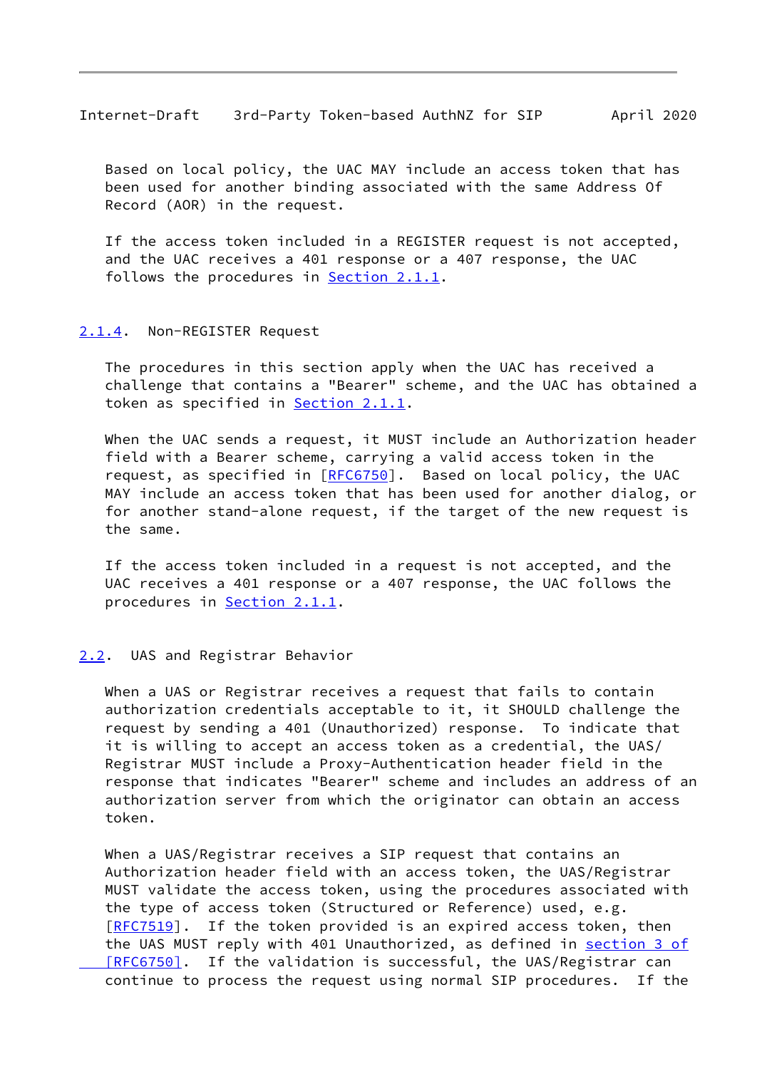Based on local policy, the UAC MAY include an access token that has been used for another binding associated with the same Address Of Record (AOR) in the request.

If the access token included in a REGISTER request is not accepted, and the UAC receives a 401 response or a 407 response, the UAC follows the procedures in Section 2.1.1.

### 2.1.4. Non-REGISTER Request

The procedures in this section apply when the UAC has received a challenge that contains a "Bearer" scheme, and the UAC has obtained a token as specified in Section 2.1.1.

When the UAC sends a request, it MUST include an Authorization header field with a Bearer scheme, carrying a valid access token in the request, as specified in [RFC6750]. Based on local policy, the UAC MAY include an access token that has been used for another dialog, or for another stand-alone request, if the target of the new request is the same.

If the access token included in a request is not accepted, and the UAC receives a 401 response or a 407 response, the UAC follows the procedures in Section 2.1.1.

## 2.2. UAS and Registrar Behavior

When a UAS or Registrar receives a request that fails to contain authorization credentials acceptable to it, it SHOULD challenge the request by sending a 401 (Unauthorized) response. To indicate that it is willing to accept an access token as a credential, the UAS/Registrar MUST include a Proxy-Authentication header field in the response that indicates "Bearer" scheme and includes an address of an authorization server from which the originator can obtain an access token.

When a UAS/Registrar receives a SIP request that contains an Authorization header field with an access token, the UAS/Registrar MUST validate the access token, using the procedures associated with the type of access token (Structured or Reference) used, e.g. [RFC7519]. If the token provided is an expired access token, then the UAS MUST reply with 401 Unauthorized, as defined in section 3 of [RFC6750]. If the validation is successful, the UAS/Registrar can continue to process the request using normal SIP procedures. If the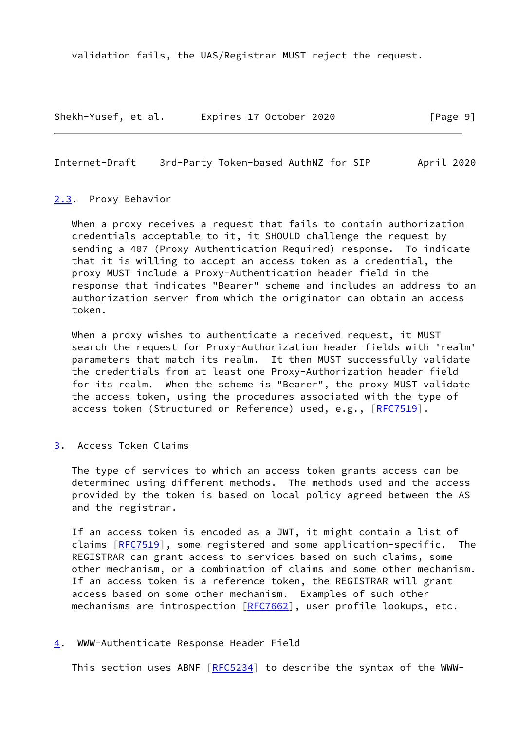validation fails, the UAS/Registrar MUST reject the request.

### 2.3. Proxy Behavior

When a proxy receives a request that fails to contain authorization credentials acceptable to it, it SHOULD challenge the request by sending a 407 (Proxy Authentication Required) response. To indicate that it is willing to accept an access token as a credential, the proxy MUST include a Proxy-Authentication header field in the response that indicates "Bearer" scheme and includes an address to an authorization server from which the originator can obtain an access token.

When a proxy wishes to authenticate a received request, it MUST search the request for Proxy-Authorization header fields with 'realm' parameters that match its realm. It then MUST successfully validate the credentials from at least one Proxy-Authorization header field for its realm. When the scheme is "Bearer", the proxy MUST validate the access token, using the procedures associated with the type of access token (Structured or Reference) used, e.g., [RFC7519].

## 3. Access Token Claims

The type of services to which an access token grants access can be determined using different methods. The methods used and the access provided by the token is based on local policy agreed between the AS and the registrar.

If an access token is encoded as a JWT, it might contain a list of claims [RFC7519], some registered and some application-specific. The REGISTRAR can grant access to services based on such claims, some other mechanism, or a combination of claims and some other mechanism. If an access token is a reference token, the REGISTRAR will grant access based on some other mechanism. Examples of such other mechanisms are introspection [RFC7662], user profile lookups, etc.

## 4. WWW-Authenticate Response Header Field

This section uses ABNF [RFC5234] to describe the syntax of the WWW-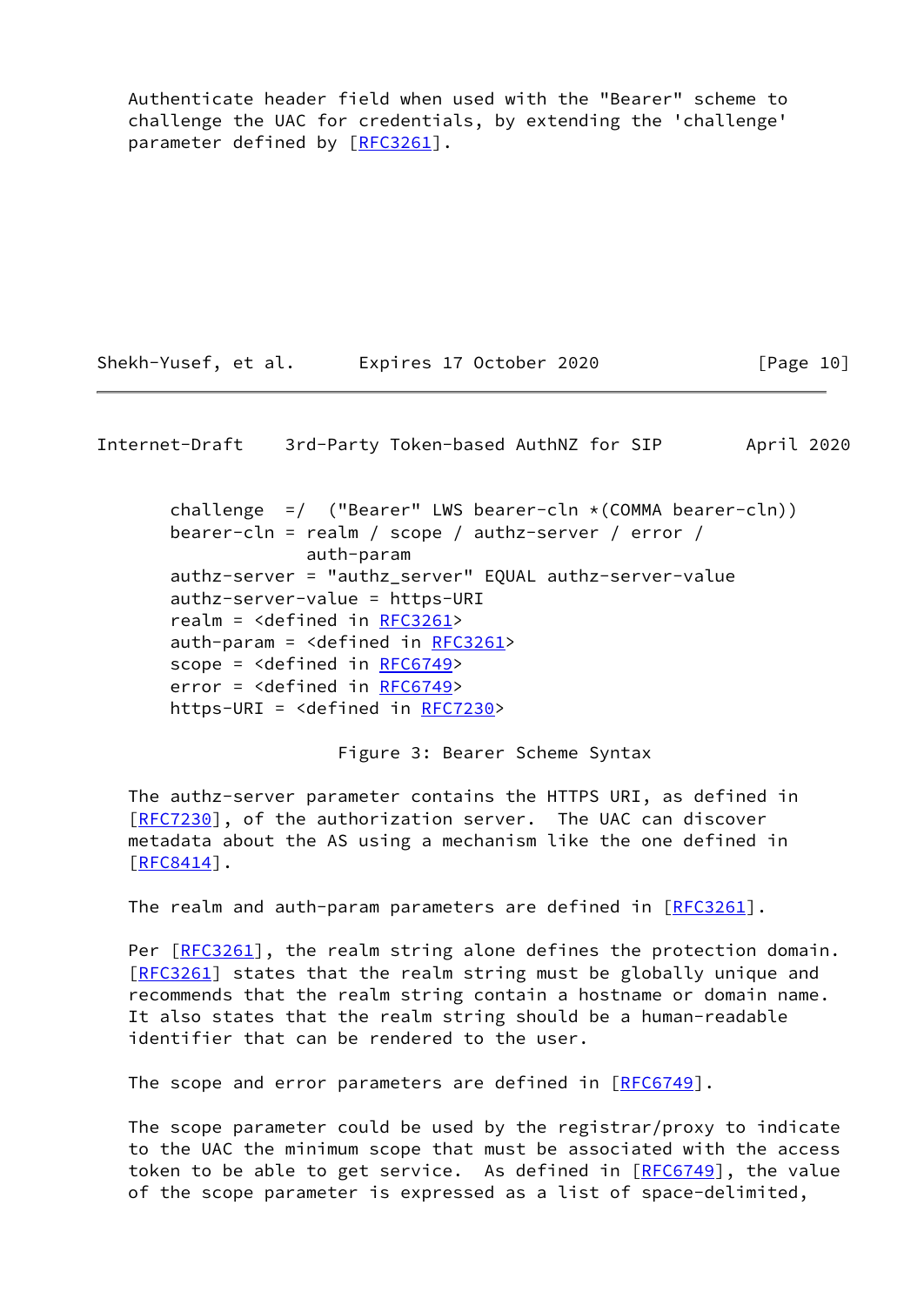Authenticate header field when used with the "Bearer" scheme to challenge the UAC for credentials, by extending the 'challenge' parameter defined by [RFC3261].

```
challenge  =/  ("Bearer" LWS bearer-cln *(COMMA bearer-cln))
bearer-cln = realm / scope / authz-server / error /
             auth-param
authz-server = "authz_server" EQUAL authz-server-value
authz-server-value = https-URI
realm = <defined in RFC3261>
auth-param = <defined in RFC3261>
scope = <defined in RFC6749>
error = <defined in RFC6749>
https-URI = <defined in RFC7230>
```

Figure 3: Bearer Scheme Syntax

The authz-server parameter contains the HTTPS URI, as defined in [RFC7230], of the authorization server. The UAC can discover metadata about the AS using a mechanism like the one defined in [RFC8414].

The realm and auth-param parameters are defined in [RFC3261].

Per [RFC3261], the realm string alone defines the protection domain. [RFC3261] states that the realm string must be globally unique and recommends that the realm string contain a hostname or domain name. It also states that the realm string should be a human-readable identifier that can be rendered to the user.

The scope and error parameters are defined in [RFC6749].

The scope parameter could be used by the registrar/proxy to indicate to the UAC the minimum scope that must be associated with the access token to be able to get service. As defined in [RFC6749], the value of the scope parameter is expressed as a list of space-delimited,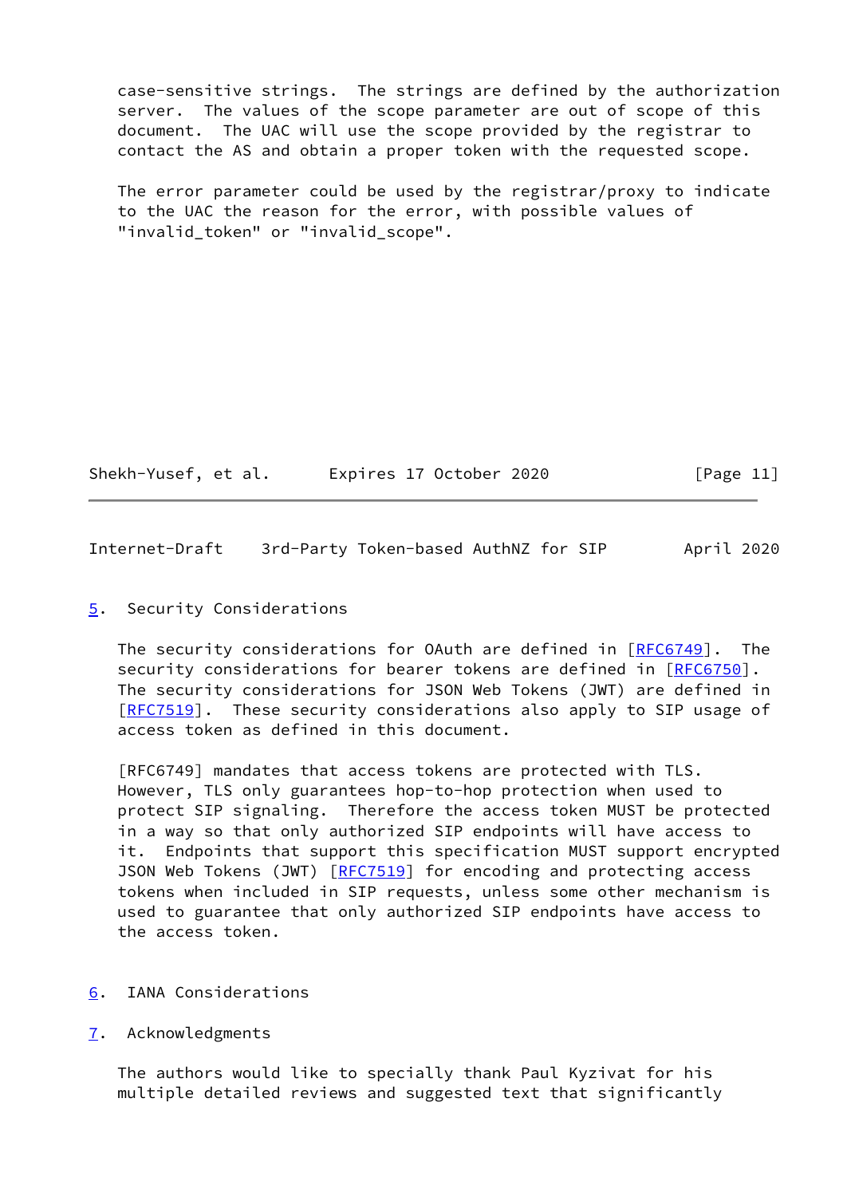case-sensitive strings. The strings are defined by the authorization server. The values of the scope parameter are out of scope of this document. The UAC will use the scope provided by the registrar to contact the AS and obtain a proper token with the requested scope.

The error parameter could be used by the registrar/proxy to indicate to the UAC the reason for the error, with possible values of "invalid_token" or "invalid_scope".

## 5. Security Considerations

The security considerations for OAuth are defined in [RFC6749]. The security considerations for bearer tokens are defined in [RFC6750]. The security considerations for JSON Web Tokens (JWT) are defined in [RFC7519]. These security considerations also apply to SIP usage of access token as defined in this document.

[RFC6749] mandates that access tokens are protected with TLS. However, TLS only guarantees hop-to-hop protection when used to protect SIP signaling. Therefore the access token MUST be protected in a way so that only authorized SIP endpoints will have access to it. Endpoints that support this specification MUST support encrypted JSON Web Tokens (JWT) [RFC7519] for encoding and protecting access tokens when included in SIP requests, unless some other mechanism is used to guarantee that only authorized SIP endpoints have access to the access token.

## 6. IANA Considerations

## 7. Acknowledgments

The authors would like to specially thank Paul Kyzivat for his multiple detailed reviews and suggested text that significantly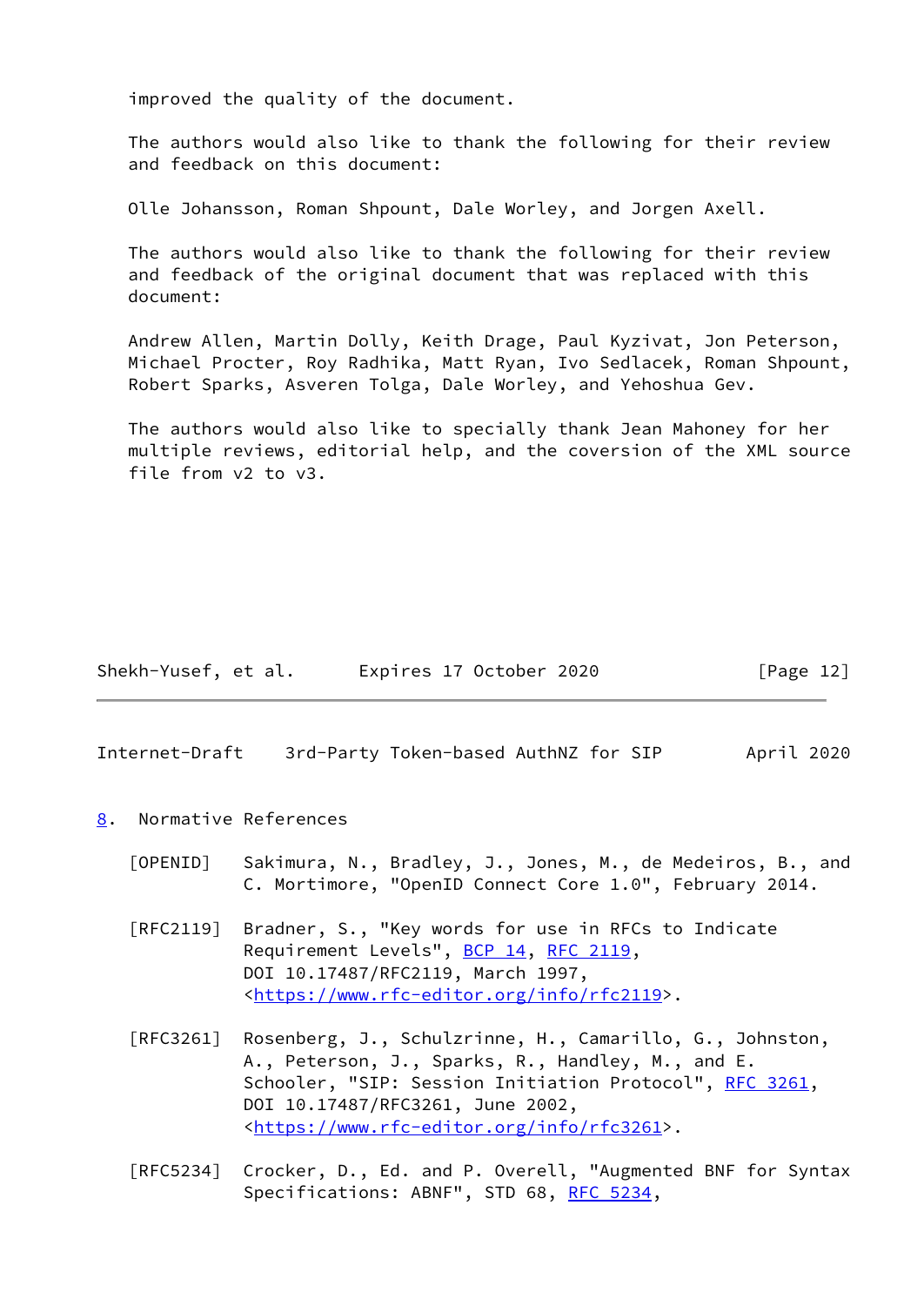improved the quality of the document.

The authors would also like to thank the following for their review and feedback on this document:

Olle Johansson, Roman Shpount, Dale Worley, and Jorgen Axell.

The authors would also like to thank the following for their review and feedback of the original document that was replaced with this document:

Andrew Allen, Martin Dolly, Keith Drage, Paul Kyzivat, Jon Peterson, Michael Procter, Roy Radhika, Matt Ryan, Ivo Sedlacek, Roman Shpount, Robert Sparks, Asveren Tolga, Dale Worley, and Yehoshua Gev.

The authors would also like to specially thank Jean Mahoney for her multiple reviews, editorial help, and the coversion of the XML source file from v2 to v3.

## 8. Normative References

[OPENID] Sakimura, N., Bradley, J., Jones, M., de Medeiros, B., and C. Mortimore, "OpenID Connect Core 1.0", February 2014.

[RFC2119] Bradner, S., "Key words for use in RFCs to Indicate Requirement Levels", BCP 14, RFC 2119, DOI 10.17487/RFC2119, March 1997, <https://www.rfc-editor.org/info/rfc2119>.

[RFC3261] Rosenberg, J., Schulzrinne, H., Camarillo, G., Johnston, A., Peterson, J., Sparks, R., Handley, M., and E. Schooler, "SIP: Session Initiation Protocol", RFC 3261, DOI 10.17487/RFC3261, June 2002, <https://www.rfc-editor.org/info/rfc3261>.

[RFC5234] Crocker, D., Ed. and P. Overell, "Augmented BNF for Syntax Specifications: ABNF", STD 68, RFC 5234,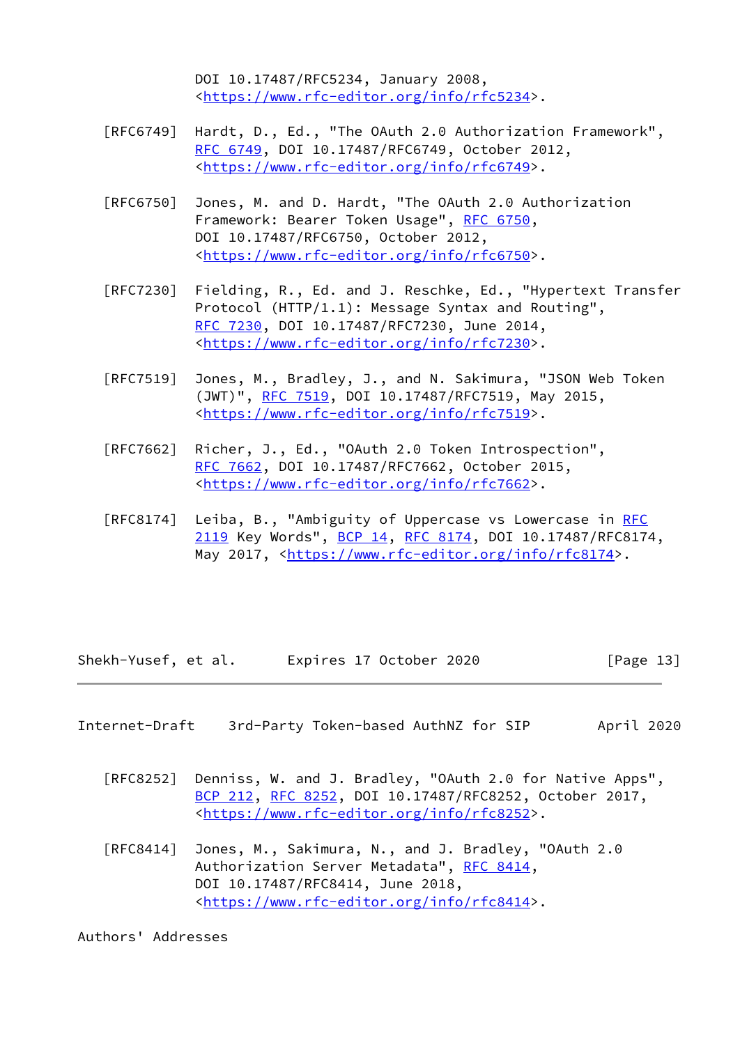DOI 10.17487/RFC5234, January 2008, <https://www.rfc-editor.org/info/rfc5234>.

[RFC6749] Hardt, D., Ed., "The OAuth 2.0 Authorization Framework", RFC 6749, DOI 10.17487/RFC6749, October 2012, <https://www.rfc-editor.org/info/rfc6749>.

[RFC6750] Jones, M. and D. Hardt, "The OAuth 2.0 Authorization Framework: Bearer Token Usage", RFC 6750, DOI 10.17487/RFC6750, October 2012, <https://www.rfc-editor.org/info/rfc6750>.

[RFC7230] Fielding, R., Ed. and J. Reschke, Ed., "Hypertext Transfer Protocol (HTTP/1.1): Message Syntax and Routing", RFC 7230, DOI 10.17487/RFC7230, June 2014, <https://www.rfc-editor.org/info/rfc7230>.

[RFC7519] Jones, M., Bradley, J., and N. Sakimura, "JSON Web Token (JWT)", RFC 7519, DOI 10.17487/RFC7519, May 2015, <https://www.rfc-editor.org/info/rfc7519>.

[RFC7662] Richer, J., Ed., "OAuth 2.0 Token Introspection", RFC 7662, DOI 10.17487/RFC7662, October 2015, <https://www.rfc-editor.org/info/rfc7662>.

[RFC8174] Leiba, B., "Ambiguity of Uppercase vs Lowercase in RFC 2119 Key Words", BCP 14, RFC 8174, DOI 10.17487/RFC8174, May 2017, <https://www.rfc-editor.org/info/rfc8174>.

[RFC8252] Denniss, W. and J. Bradley, "OAuth 2.0 for Native Apps", BCP 212, RFC 8252, DOI 10.17487/RFC8252, October 2017, <https://www.rfc-editor.org/info/rfc8252>.

[RFC8414] Jones, M., Sakimura, N., and J. Bradley, "OAuth 2.0 Authorization Server Metadata", RFC 8414, DOI 10.17487/RFC8414, June 2018, <https://www.rfc-editor.org/info/rfc8414>.

Authors' Addresses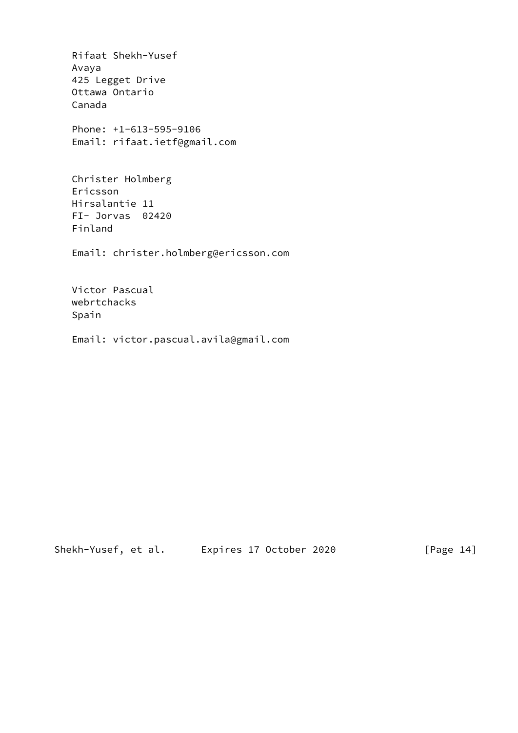Rifaat Shekh-Yusef
Avaya
425 Legget Drive
Ottawa Ontario
Canada

Phone: +1-613-595-9106
Email: rifaat.ietf@gmail.com

Christer Holmberg
Ericsson
Hirsalantie 11
FI- Jorvas 02420
Finland

Email: christer.holmberg@ericsson.com

Victor Pascual
webrtchacks
Spain

Email: victor.pascual.avila@gmail.com